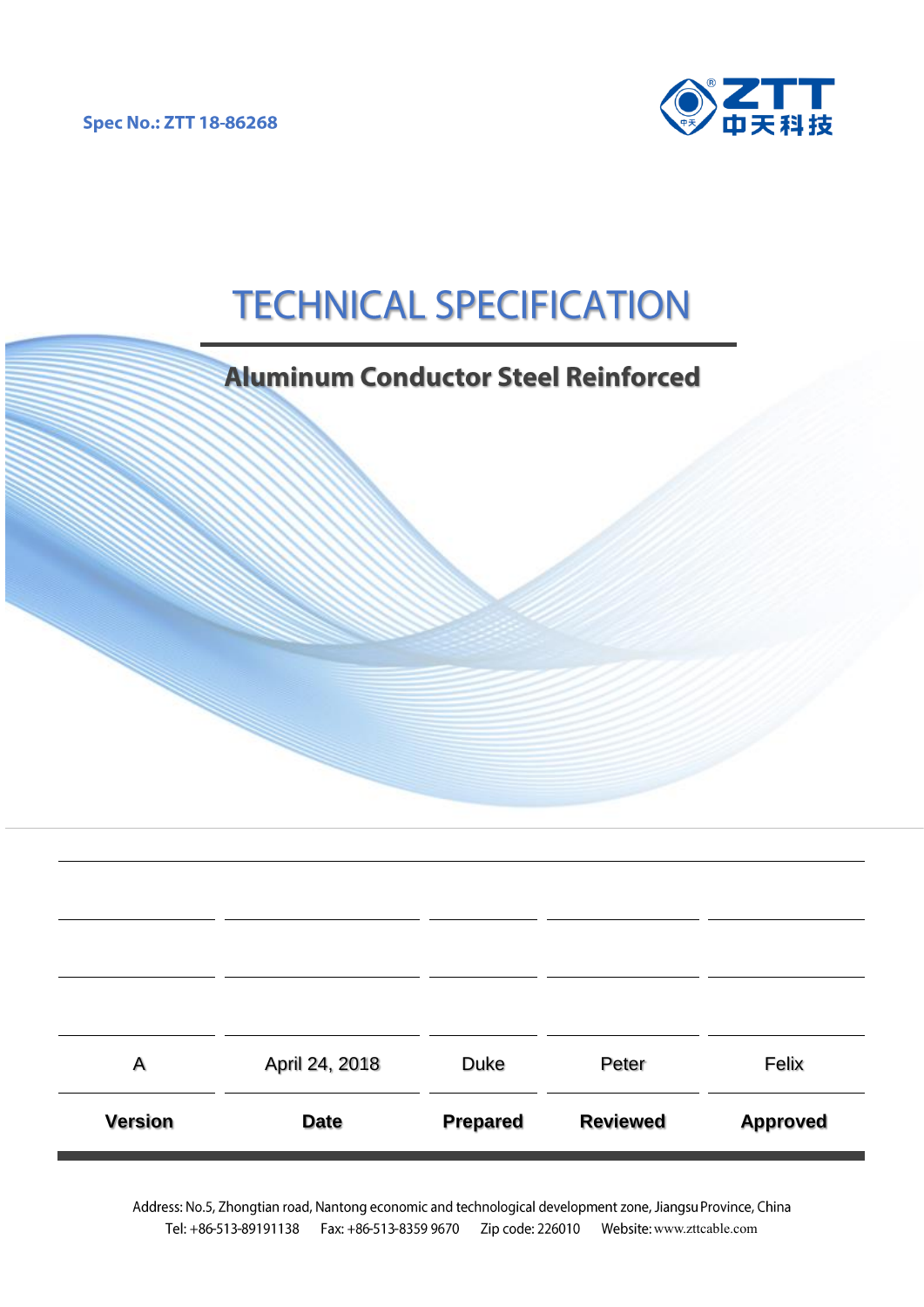Spec No.: ZTT 18-86268

ZTT 中天科技

# TECHNICAL SPECIFICATION

## Aluminum Conductor Steel Reinforced

| | | | | |
|---|---|---|---|---|
| | | | | |
| | | | | |
| A | April 24, 2018 | Duke | Peter | Felix |
| **Version** | **Date** | **Prepared** | **Reviewed** | **Approved** |

Address: No.5, Zhongtian road, Nantong economic and technological development zone, Jiangsu Province, China
Tel: +86-513-89191138 Fax: +86-513-8359 9670 Zip code: 226010 Website: www.zttcable.com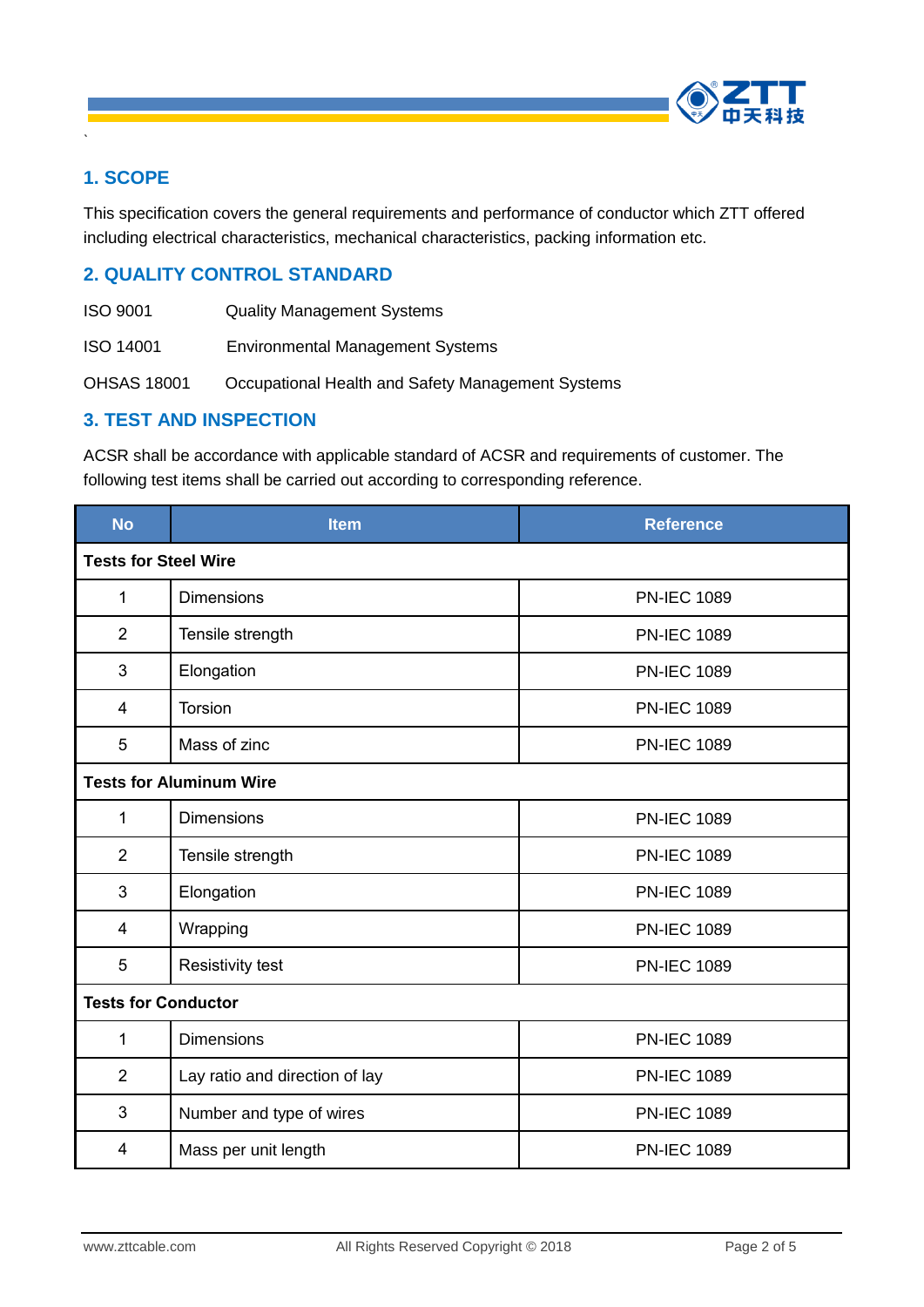## 1. SCOPE

This specification covers the general requirements and performance of conductor which ZTT offered including electrical characteristics, mechanical characteristics, packing information etc.

## 2. QUALITY CONTROL STANDARD

| | |
|---|---|
| ISO 9001 | Quality Management Systems |
| ISO 14001 | Environmental Management Systems |
| OHSAS 18001 | Occupational Health and Safety Management Systems |

## 3. TEST AND INSPECTION

ACSR shall be accordance with applicable standard of ACSR and requirements of customer. The following test items shall be carried out according to corresponding reference.

| No | Item | Reference |
|---|---|---|
| **Tests for Steel Wire** | | |
| 1 | Dimensions | PN-IEC 1089 |
| 2 | Tensile strength | PN-IEC 1089 |
| 3 | Elongation | PN-IEC 1089 |
| 4 | Torsion | PN-IEC 1089 |
| 5 | Mass of zinc | PN-IEC 1089 |
| **Tests for Aluminum Wire** | | |
| 1 | Dimensions | PN-IEC 1089 |
| 2 | Tensile strength | PN-IEC 1089 |
| 3 | Elongation | PN-IEC 1089 |
| 4 | Wrapping | PN-IEC 1089 |
| 5 | Resistivity test | PN-IEC 1089 |
| **Tests for Conductor** | | |
| 1 | Dimensions | PN-IEC 1089 |
| 2 | Lay ratio and direction of lay | PN-IEC 1089 |
| 3 | Number and type of wires | PN-IEC 1089 |
| 4 | Mass per unit length | PN-IEC 1089 |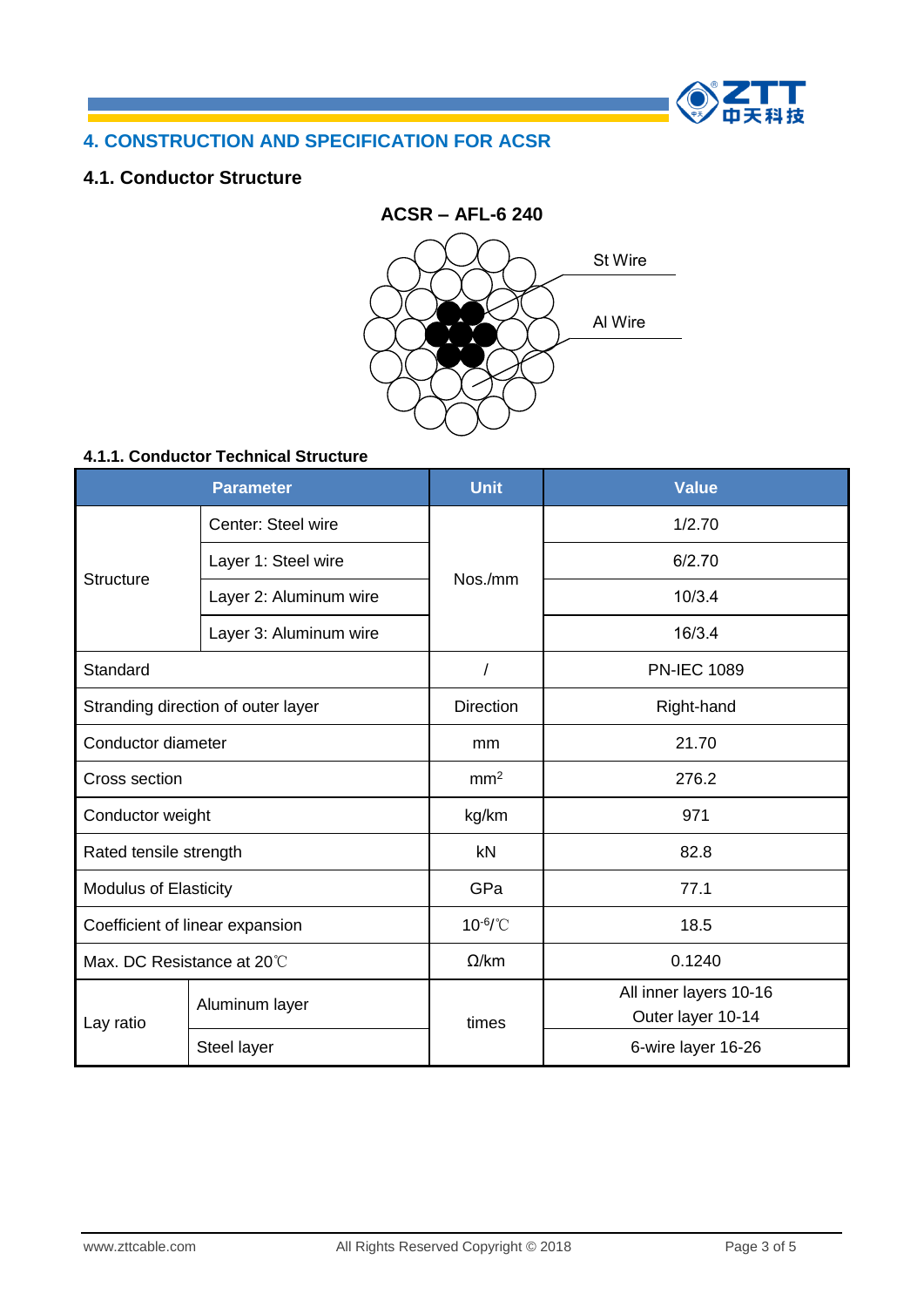## 4. CONSTRUCTION AND SPECIFICATION FOR ACSR

### 4.1. Conductor Structure

**ACSR – AFL-6 240**

St Wire

Al Wire

#### 4.1.1. Conductor Technical Structure

| Parameter | | Unit | Value |
|---|---|---|---|
| Structure | Center: Steel wire | Nos./mm | 1/2.70 |
| | Layer 1: Steel wire | | 6/2.70 |
| | Layer 2: Aluminum wire | | 10/3.4 |
| | Layer 3: Aluminum wire | | 16/3.4 |
| Standard | | / | PN-IEC 1089 |
| Stranding direction of outer layer | | Direction | Right-hand |
| Conductor diameter | | mm | 21.70 |
| Cross section | | $mm^2$ | 276.2 |
| Conductor weight | | kg/km | 971 |
| Rated tensile strength | | kN | 82.8 |
| Modulus of Elasticity | | GPa | 77.1 |
| Coefficient of linear expansion | | $10^{-6}$/℃ | 18.5 |
| Max. DC Resistance at 20℃ | | Ω/km | 0.1240 |
| Lay ratio | Aluminum layer | times | All inner layers 10-16<br>Outer layer 10-14 |
| | Steel layer | | 6-wire layer 16-26 |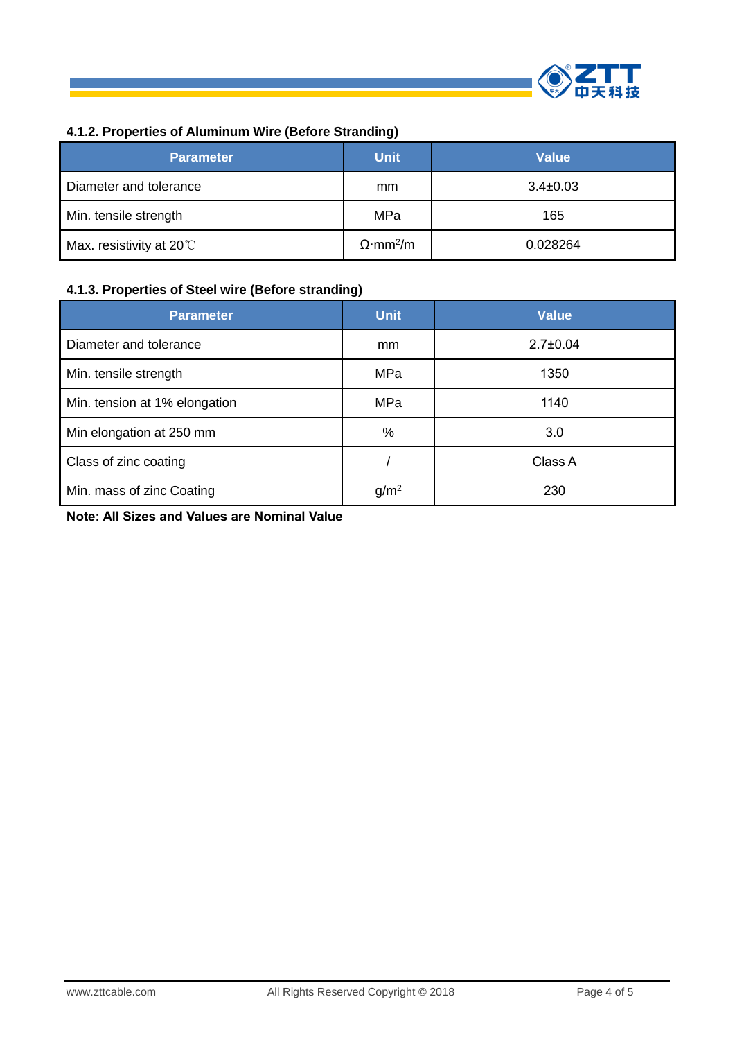#### 4.1.2. Properties of Aluminum Wire (Before Stranding)

| Parameter | Unit | Value |
|---|---|---|
| Diameter and tolerance | mm | 3.4±0.03 |
| Min. tensile strength | MPa | 165 |
| Max. resistivity at 20℃ | $\Omega \cdot mm^2/m$ | 0.028264 |

#### 4.1.3. Properties of Steel wire (Before stranding)

| Parameter | Unit | Value |
|---|---|---|
| Diameter and tolerance | mm | 2.7±0.04 |
| Min. tensile strength | MPa | 1350 |
| Min. tension at 1% elongation | MPa | 1140 |
| Min elongation at 250 mm | % | 3.0 |
| Class of zinc coating | / | Class A |
| Min. mass of zinc Coating | $g/m^2$ | 230 |

**Note: All Sizes and Values are Nominal Value**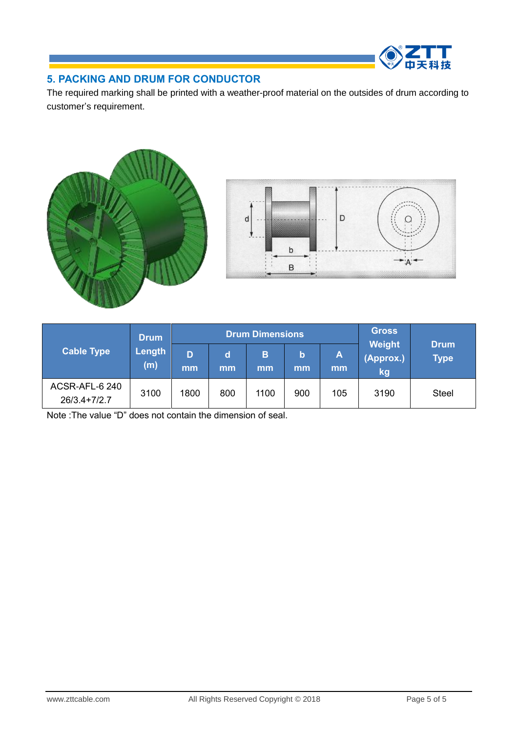## 5. PACKING AND DRUM FOR CONDUCTOR

The required marking shall be printed with a weather-proof material on the outsides of drum according to customer's requirement.

| Cable Type | Drum Length (m) | Drum Dimensions | | | | | Gross Weight (Approx.) kg | Drum Type |
|---|---|---|---|---|---|---|---|---|
| | | D mm | d mm | B mm | b mm | A mm | | |
| ACSR-AFL-6 240 26/3.4+7/2.7 | 3100 | 1800 | 800 | 1100 | 900 | 105 | 3190 | Steel |

Note :The value "D" does not contain the dimension of seal.